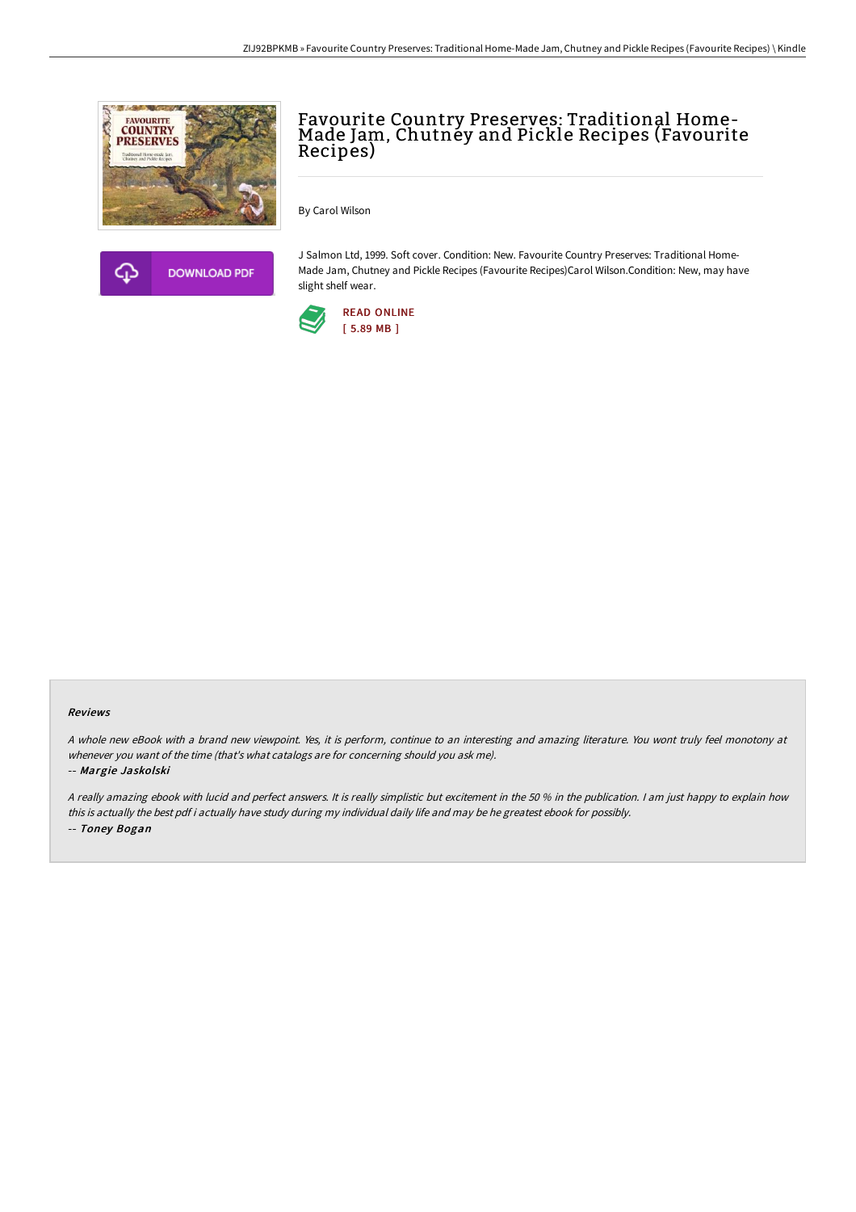# Favourite Country Preserves: Traditional Home-Made Jam, Chutney and Pickle Recipes (Favourite Recipes)

By Carol Wilson

DOWNLOAD PDF

J Salmon Ltd, 1999. Soft cover. Condition: New. Favourite Country Preserves: Traditional Home-Made Jam, Chutney and Pickle Recipes (Favourite Recipes)Carol Wilson.Condition: New, may have slight shelf wear.

READ ONLINE
[ 5.89 MB ]

### Reviews

*A whole new eBook with a brand new viewpoint. Yes, it is perform, continue to an interesting and amazing literature. You wont truly feel monotony at whenever you want of the time (that's what catalogs are for concerning should you ask me).*

-- *Margie Jaskolski*

*A really amazing ebook with lucid and perfect answers. It is really simplistic but excitement in the 50 % in the publication. I am just happy to explain how this is actually the best pdf i actually have study during my individual daily life and may be he greatest ebook for possibly.*

-- *Toney Bogan*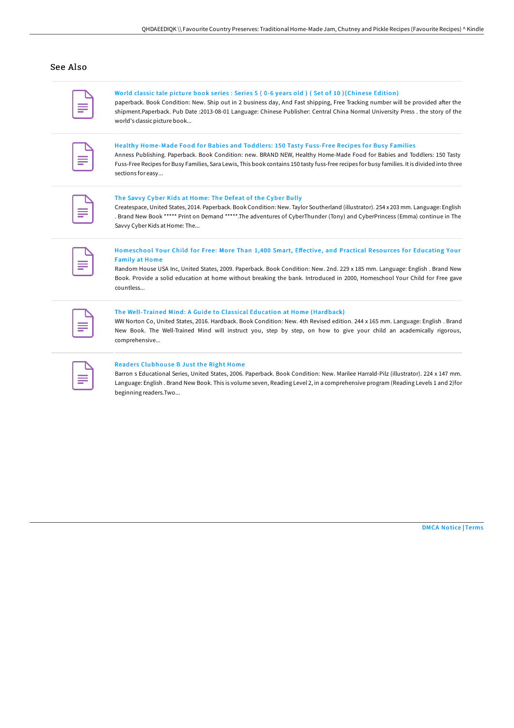## See Also

### World classic tale picture book series : Series 5 ( 0-6 years old ) ( Set of 10 )(Chinese Edition)

paperback. Book Condition: New. Ship out in 2 business day, And Fast shipping, Free Tracking number will be provided after the shipment.Paperback. Pub Date :2013-08-01 Language: Chinese Publisher: Central China Normal University Press . the story of the world's classic picture book...

### Healthy Home-Made Food for Babies and Toddlers: 150 Tasty Fuss-Free Recipes for Busy Families

Anness Publishing. Paperback. Book Condition: new. BRAND NEW, Healthy Home-Made Food for Babies and Toddlers: 150 Tasty Fuss-Free Recipes for Busy Families, Sara Lewis, This book contains 150 tasty fuss-free recipes for busy families. It is divided into three sections for easy...

### The Savvy Cyber Kids at Home: The Defeat of the Cyber Bully

Createspace, United States, 2014. Paperback. Book Condition: New. Taylor Southerland (illustrator). 254 x 203 mm. Language: English . Brand New Book ***** Print on Demand *****.The adventures of CyberThunder (Tony) and CyberPrincess (Emma) continue in The Savvy Cyber Kids at Home: The...

### Homeschool Your Child for Free: More Than 1,400 Smart, Effective, and Practical Resources for Educating Your Family at Home

Random House USA Inc, United States, 2009. Paperback. Book Condition: New. 2nd. 229 x 185 mm. Language: English . Brand New Book. Provide a solid education at home without breaking the bank. Introduced in 2000, Homeschool Your Child for Free gave countless...

### The Well-Trained Mind: A Guide to Classical Education at Home (Hardback)

WW Norton Co, United States, 2016. Hardback. Book Condition: New. 4th Revised edition. 244 x 165 mm. Language: English . Brand New Book. The Well-Trained Mind will instruct you, step by step, on how to give your child an academically rigorous, comprehensive...

### Readers Clubhouse B Just the Right Home

Barron s Educational Series, United States, 2006. Paperback. Book Condition: New. Marilee Harrald-Pilz (illustrator). 224 x 147 mm. Language: English . Brand New Book. This is volume seven, Reading Level 2, in a comprehensive program (Reading Levels 1 and 2)for beginning readers.Two...